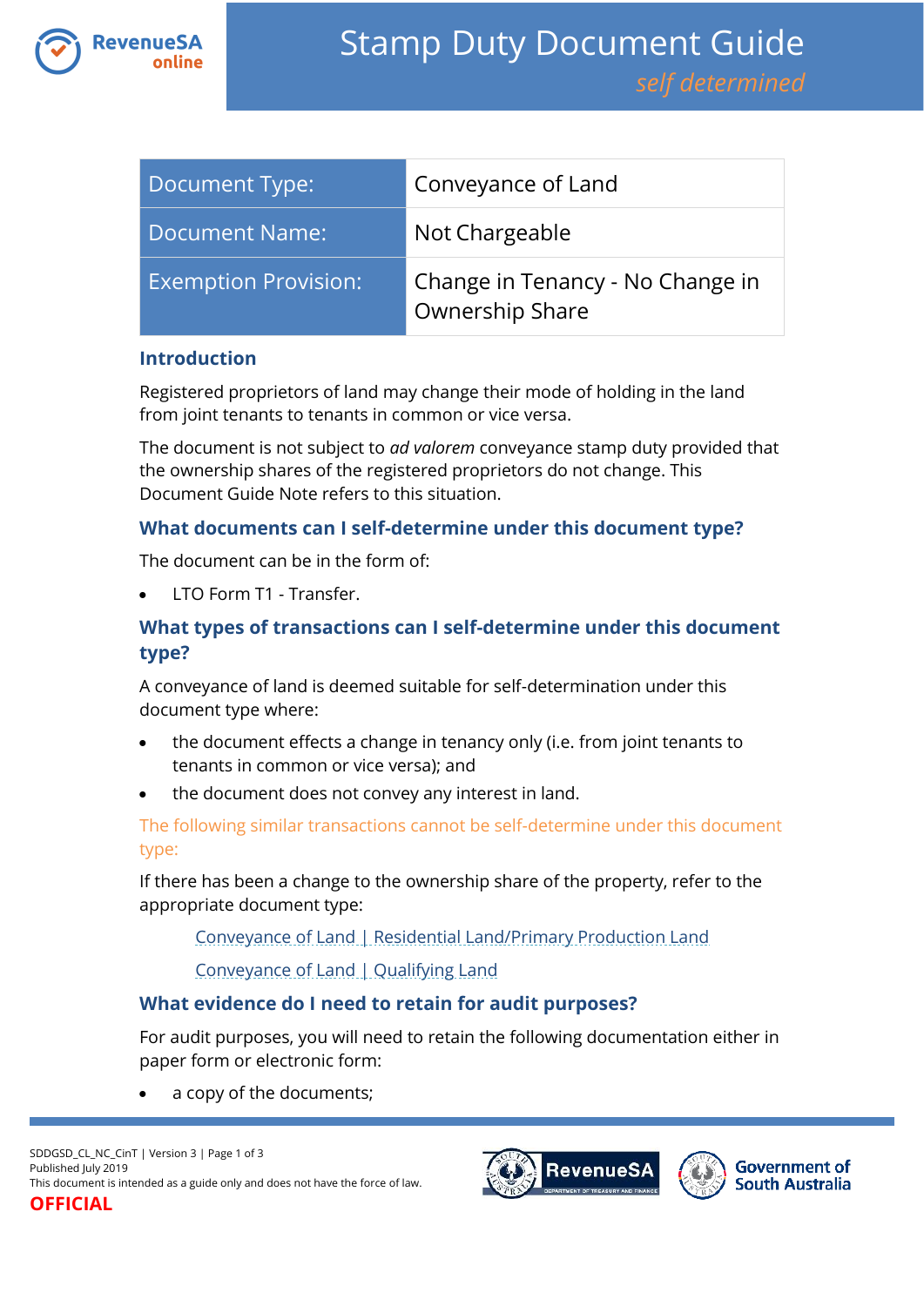# Stamp Duty Document Guide

*self determined*

| Document Type: | Conveyance of Land |
|---|---|
| Document Name: | Not Chargeable |
| Exemption Provision: | Change in Tenancy - No Change in Ownership Share |

## Introduction

Registered proprietors of land may change their mode of holding in the land from joint tenants to tenants in common or vice versa.

The document is not subject to *ad valorem* conveyance stamp duty provided that the ownership shares of the registered proprietors do not change. This Document Guide Note refers to this situation.

## What documents can I self-determine under this document type?

The document can be in the form of:

- LTO Form T1 - Transfer.

## What types of transactions can I self-determine under this document type?

A conveyance of land is deemed suitable for self-determination under this document type where:

- the document effects a change in tenancy only (i.e. from joint tenants to tenants in common or vice versa); and
- the document does not convey any interest in land.

### The following similar transactions cannot be self-determine under this document type:

If there has been a change to the ownership share of the property, refer to the appropriate document type:

Conveyance of Land | Residential Land/Primary Production Land

Conveyance of Land | Qualifying Land

## What evidence do I need to retain for audit purposes?

For audit purposes, you will need to retain the following documentation either in paper form or electronic form:

- a copy of the documents;

SDDGSD_CL_NC_CinT | Version 3

Published July 2019

This document is intended as a guide only and does not have the force of law.

**OFFICIAL**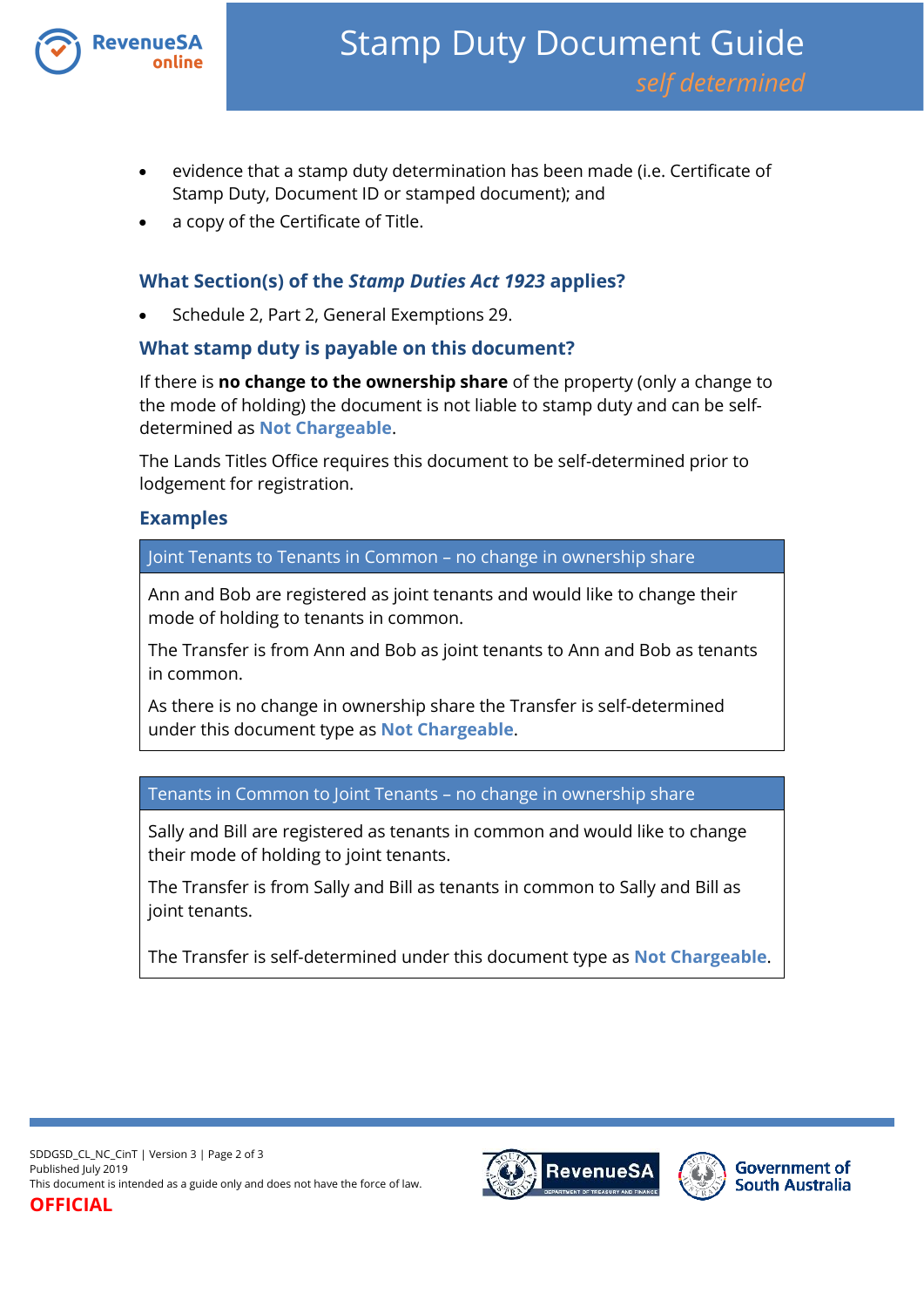- evidence that a stamp duty determination has been made (i.e. Certificate of Stamp Duty, Document ID or stamped document); and
- a copy of the Certificate of Title.

### What Section(s) of the *Stamp Duties Act 1923* applies?

- Schedule 2, Part 2, General Exemptions 29.

### What stamp duty is payable on this document?

If there is **no change to the ownership share** of the property (only a change to the mode of holding) the document is not liable to stamp duty and can be self-determined as **Not Chargeable**.

The Lands Titles Office requires this document to be self-determined prior to lodgement for registration.

### Examples

| Joint Tenants to Tenants in Common – no change in ownership share |
|---|
| Ann and Bob are registered as joint tenants and would like to change their mode of holding to tenants in common.<br><br>The Transfer is from Ann and Bob as joint tenants to Ann and Bob as tenants in common.<br><br>As there is no change in ownership share the Transfer is self-determined under this document type as **Not Chargeable**. |

| Tenants in Common to Joint Tenants – no change in ownership share |
|---|
| Sally and Bill are registered as tenants in common and would like to change their mode of holding to joint tenants.<br><br>The Transfer is from Sally and Bill as tenants in common to Sally and Bill as joint tenants.<br><br>The Transfer is self-determined under this document type as **Not Chargeable**. |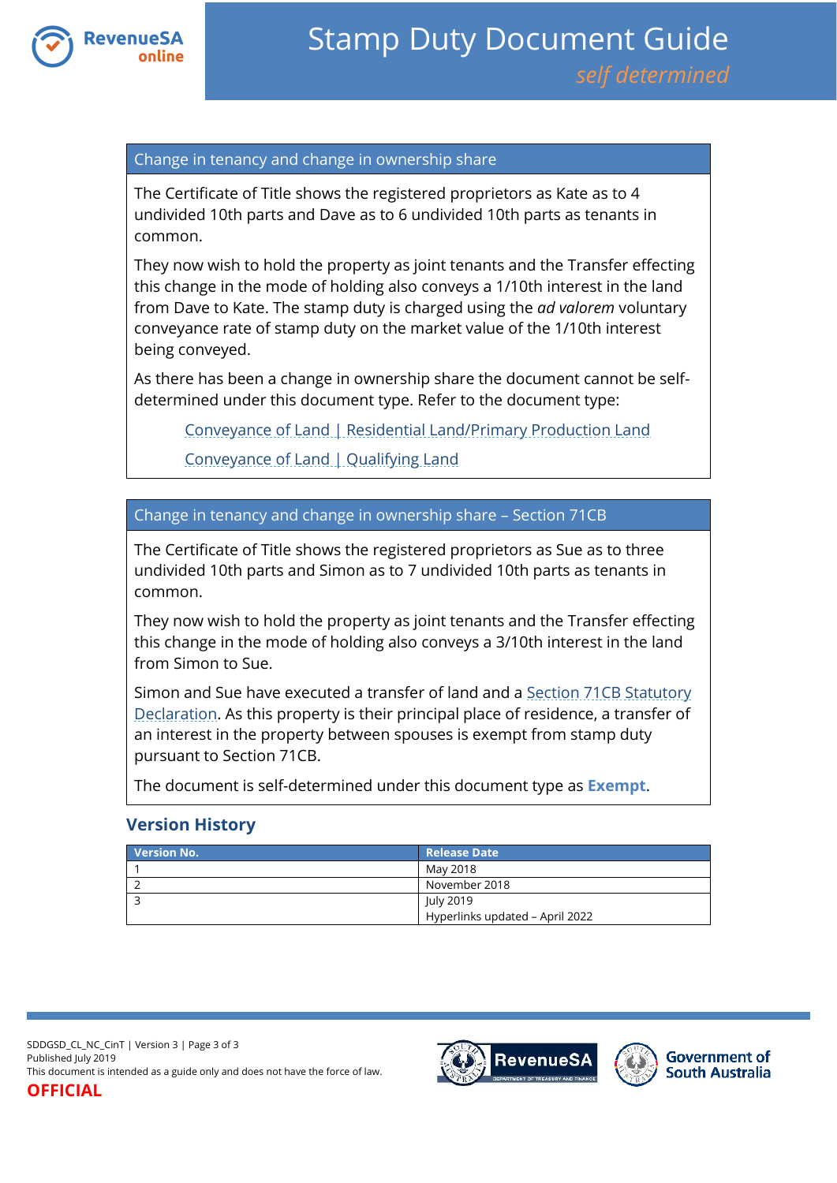### Change in tenancy and change in ownership share

The Certificate of Title shows the registered proprietors as Kate as to 4 undivided 10th parts and Dave as to 6 undivided 10th parts as tenants in common.

They now wish to hold the property as joint tenants and the Transfer effecting this change in the mode of holding also conveys a 1/10th interest in the land from Dave to Kate. The stamp duty is charged using the *ad valorem* voluntary conveyance rate of stamp duty on the market value of the 1/10th interest being conveyed.

As there has been a change in ownership share the document cannot be self-determined under this document type. Refer to the document type:

Conveyance of Land | Residential Land/Primary Production Land

Conveyance of Land | Qualifying Land

### Change in tenancy and change in ownership share – Section 71CB

The Certificate of Title shows the registered proprietors as Sue as to three undivided 10th parts and Simon as to 7 undivided 10th parts as tenants in common.

They now wish to hold the property as joint tenants and the Transfer effecting this change in the mode of holding also conveys a 3/10th interest in the land from Simon to Sue.

Simon and Sue have executed a transfer of land and a Section 71CB Statutory Declaration. As this property is their principal place of residence, a transfer of an interest in the property between spouses is exempt from stamp duty pursuant to Section 71CB.

The document is self-determined under this document type as **Exempt**.

## Version History

| Version No. | Release Date |
|---|---|
| 1 | May 2018 |
| 2 | November 2018 |
| 3 | July 2019<br>Hyperlinks updated – April 2022 |

SDDGSD_CL_NC_CinT | Version 3
Published July 2019
This document is intended as a guide only and does not have the force of law.
**OFFICIAL**